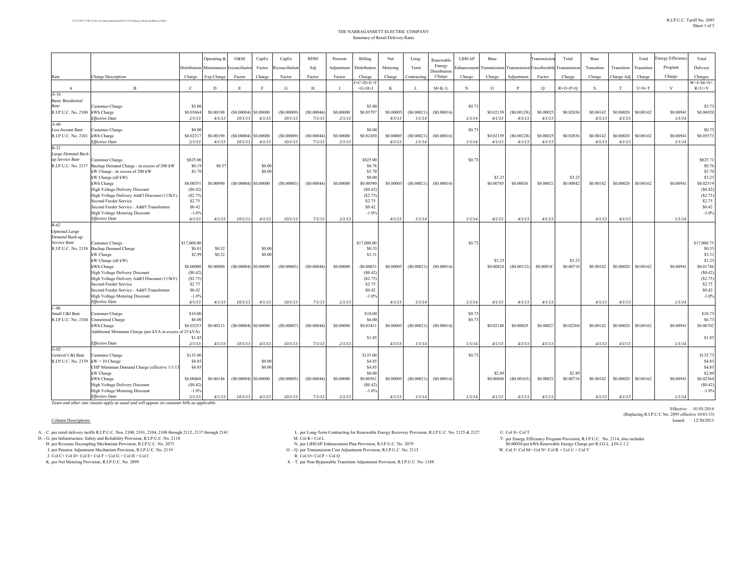# THE NARRAGANSETT ELECTRIC COMPANY

## Summary of Retail Delivery Rates

| Rate | Charge Description | Distribution Charge | Operating & Maintenance Exp Charge | O&M Reconciliation Factor | CapEx Factor Charge | CapEx Reconciliation Factor | RDM Adj Factor | Pension Adjustment Factor | Billing Distribution Charge | Net Metering Charge | Long-Term Contracting | Renewable Energy Distribution Charge | LIHEAP Enhancement Charge | Base Transmission Charge | Transmission Adjustment | Transmission Uncollectible Factor | Total Transmission Charge | Base Transition Charge | Transition Charge Adj | Total Transition Charge | Energy Efficiency Program Charge | Total Delivery Charges |
|---|---|---|---|---|---|---|---|---|---|---|---|---|---|---|---|---|---|---|---|---|---|---|
| A | B | C | D | E | F | G | H | I | J=C+D+E+F+G+H+I | K | L | M=K+L | N | O | P | Q | R=O+P+Q | S | T | U=S+T | V | W=J+M+N+R+U+V |
| A-16 | | | | | | | | | | | | | | | | | | | | | | |
| *Basic Residential Rate* | Customer Charge | $5.00 | | | | | | | $5.00 | | | | $0.73 | | | | | | | | | $5.73 |
| R.I.P.U.C. No. 2100 | kWh Charge | $0.03664 | $0.00190 | ($0.00004) | $0.00000 | ($0.00009) | ($0.00044) | $0.00000 | $0.03797 | $0.00005 | ($0.00021) | ($0.00016) | | $0.02139 | ($0.00128) | $0.00025 | $0.02036 | $0.00142 | $0.00020 | $0.00162 | $0.00941 | $0.06920 |
| | *Effective Date* | *2/1/13* | *4/1/13* | *10/1/13* | *4/1/13* | *10/1/13* | *7/1/13* | *2/1/13* | | *4/1/13* | *1/1/14* | | *1/1/14* | *4/1/13* | *4/1/13* | *4/1/13* | | *4/1/13* | *4/1/13* | | *1/1/14* | |
| A-60 | | | | | | | | | | | | | | | | | | | | | | |
| *Low Income Rate* | Customer Charge | $0.00 | | | | | | | $0.00 | | | | $0.73 | | | | | | | | | $0.73 |
| R.I.P.U.C. No. 2101 | kWh Charge | $0.02317 | $0.00190 | ($0.00004) | $0.00000 | ($0.00009) | ($0.00044) | $0.00000 | $0.02450 | $0.00005 | ($0.00021) | ($0.00016) | | $0.02139 | ($0.00128) | $0.00025 | $0.02036 | $0.00142 | $0.00020 | $0.00162 | $0.00941 | $0.05573 |
| | *Effective Date* | *2/1/13* | *4/1/13* | *10/1/13* | *4/1/13* | *10/1/13* | *7/1/13* | *2/1/13* | | *4/1/13* | *1/1/14* | | *1/1/14* | *4/1/13* | *4/1/13* | *4/1/13* | | *4/1/13* | *4/1/13* | | *1/1/14* | |
| B-32 | | | | | | | | | | | | | | | | | | | | | | |
| *Large Demand Back-up Service Rate* | Customer Charge | $825.00 | | | | | | | $825.00 | | | | $0.73 | | | | | | | | | $825.73 |
| R.I.P.U.C. No. 2137 | Backup Demand Charge - in excess of 200 kW | $0.19 | $0.57 | | $0.00 | | | | $0.76 | | | | | | | | | | | | | $0.76 |
| | kW Charge - in excess of 200 kW | $3.70 | | | $0.00 | | | | $3.70 | | | | | | | | | | | | | $3.70 |
| | kW Charge (all kW) | | | | | | | | $0.00 | | | | | $3.23 | | | $3.23 | | | | | $3.23 |
| | kWh Charge | $0.00551 | $0.00090 | ($0.00004) | $0.00000 | ($0.00003) | ($0.00044) | $0.00000 | $0.00590 | $0.00005 | ($0.00021) | ($0.00016) | | $0.00785 | $0.00036 | $0.00021 | $0.00842 | $0.00142 | $0.00020 | $0.00162 | $0.00941 | $0.02519 |
| | High Voltage Delivery Discount | ($0.42) | | | | | | | ($0.42) | | | | | | | | | | | | | ($0.42) |
| | High Voltage Delivery Addt'l Discount (115kV) | ($2.75) | | | | | | | ($2.75) | | | | | | | | | | | | | ($2.75) |
| | Second Feeder Service | $2.75 | | | | | | | $2.75 | | | | | | | | | | | | | $2.75 |
| | Second Feeder Service - Addt'l Transformer | $0.42 | | | | | | | $0.42 | | | | | | | | | | | | | $0.42 |
| | High Voltage Metering Discount | -1.0% | | | | | | | -1.0% | | | | | | | | | | | | | -1.0% |
| | *Effective Date* | *4/1/13* | *4/1/13* | *10/1/13* | *4/1/13* | *10/1/13* | *7/1/13* | *2/1/13* | | *4/1/13* | *1/1/14* | | *1/1/14* | *4/1/13* | *4/1/13* | *4/1/13* | | *4/1/13* | *4/1/13* | | *1/1/14* | |
| B-62 | | | | | | | | | | | | | | | | | | | | | | |
| *Optional Large Demand Back-up Service Rate* | Customer Charge | $17,000.00 | | | | | | | $17,000.00 | | | | $0.73 | | | | | | | | | $17,000.73 |
| R.I.P.U.C. No. 2138 | Backup Demand Charge | $0.01 | $0.32 | | $0.00 | | | | $0.33 | | | | | | | | | | | | | $0.33 |
| | kW Charge | $2.99 | $0.32 | | $0.00 | | | | $3.31 | | | | | | | | | | | | | $3.31 |
| | kW Charge (all kW) | | | | | | | | | | | | | $3.23 | | | $3.23 | | | | | $3.23 |
| | kWh Charge | $0.00000 | $0.00000 | ($0.00004) | $0.00000 | ($0.00003) | ($0.00044) | $0.00000 | -$0.00051 | $0.00005 | ($0.00021) | ($0.00016) | | $0.00824 | ($0.00132) | $0.00018 | $0.00710 | $0.00142 | $0.00020 | $0.00162 | $0.00941 | $0.01746 |
| | High Voltage Delivery Discount | ($0.42) | | | | | | | ($0.42) | | | | | | | | | | | | | ($0.42) |
| | High Voltage Delivery Addt'l Discount (115kV) | ($2.75) | | | | | | | ($2.75) | | | | | | | | | | | | | ($2.75) |
| | Second Feeder Service | $2.75 | | | | | | | $2.75 | | | | | | | | | | | | | $2.75 |
| | Second Feeder Service - Addt'l Transformer | $0.42 | | | | | | | $0.42 | | | | | | | | | | | | | $0.42 |
| | High Voltage Metering Discount | -1.0% | | | | | | | -1.0% | | | | | | | | | | | | | -1.0% |
| | *Effective Date* | *4/1/13* | *4/1/13* | *10/1/13* | *4/1/13* | *10/1/13* | *7/1/13* | *2/1/13* | | *4/1/13* | *1/1/14* | | *1/1/14* | *4/1/13* | *4/1/13* | *4/1/13* | | *4/1/13* | *4/1/13* | | *1/1/14* | |
| C-06 | | | | | | | | | | | | | | | | | | | | | | |
| *Small C&I Rate* | Customer Charge | $10.00 | | | | | | | $10.00 | | | | $0.73 | | | | | | | | | $10.73 |
| R.I.P.U.C. No. 2104 | Unmetered Charge | $6.00 | | | | | | | $6.00 | | | | $0.73 | | | | | | | | | $6.73 |
| | kWh Charge | $0.03253 | $0.00213 | ($0.00004) | $0.00000 | ($0.00007) | ($0.00044) | $0.00000 | $0.03411 | $0.00005 | ($0.00021) | ($0.00016) | | $0.02148 | $0.00029 | $0.00027 | $0.02204 | $0.00142 | $0.00020 | $0.00162 | $0.00941 | $0.06702 |
| | Additional Minimum Charge (per kVA in excess of 25 kVA) | $1.85 | | | | | | | $1.85 | | | | | | | | | | | | | $1.85 |
| | *Effective Date* | *2/1/13* | *4/1/13* | *10/1/13* | *4/1/13* | *10/1/13* | *7/1/13* | *2/1/13* | | *4/1/13* | *1/1/14* | | *1/1/14* | *4/1/13* | *4/1/13* | *4/1/13* | | *4/1/13* | *4/1/13* | | *1/1/14* | |
| G-02 | | | | | | | | | | | | | | | | | | | | | | |
| *General C&I Rate* | Customer Charge | $135.00 | | | | | | | $135.00 | | | | $0.73 | | | | | | | | | $135.73 |
| R.I.P.U.C. No. 2139 | kW > 10 Charge | $4.85 | | | $0.00 | | | | $4.85 | | | | | | | | | | | | | $4.85 |
| | CHP Minimum Demand Charge (effective 1/1/13) | $4.85 | | | $0.00 | | | | $4.85 | | | | | | | | | | | | | $4.85 |
| | kW Charge | | | | | | | | $0.00 | | | | | $2.89 | | | $2.89 | | | | | $2.89 |
| | kWh Charge | $0.00468 | $0.00146 | ($0.00004) | $0.00000 | ($0.00005) | ($0.00044) | $0.00000 | $0.00561 | $0.00005 | ($0.00021) | ($0.00016) | | $0.00860 | ($0.00165) | $0.00021 | $0.00716 | $0.00142 | $0.00020 | $0.00162 | $0.00941 | $0.02364 |
| | High Voltage Delivery Discount | ($0.42) | | | | | | | ($0.42) | | | | | | | | | | | | | ($0.42) |
| | High Voltage Metering Discount | -1.0% | | | | | | | -1.0% | | | | | | | | | | | | | -1.0% |
| | *Effective Date* | *2/1/13* | *4/1/13* | *10/1/13* | *4/1/13* | *10/1/13* | *7/1/13* | *2/1/13* | | *4/1/13* | *1/1/14* | | *1/1/14* | *4/1/13* | *4/1/13* | *4/1/13* | | *4/1/13* | *4/1/13* | | *1/1/14* | |

*Taxes and other rate clauses apply as usual and will appear on customer bills as applicable.*

Effective: 01/01/2014
(Replacing R.I.P.U.C No. 2095 effective 10/01/13)
Issued: 12/30/2013

Column Descriptions:

A. - C. per retail delivery tariffs R.I.P.U.C. Nos. 2100, 2101, 2104, 2108 through 2112, 2137 through 2141
D. - G. per Infrastructure, Safety and Reliability Provision, R.I.P.U.C. No. 2118
H. per Revenue Decoupling Mechanism Provision, R.I.P.U.C. No. 2073
I. per Pension Adjustment Mechanism Provision, R.I.P.U.C. No. 2119
J. Col C+ Col D+ Col E+ Col F + Col G + Col H + Col I
K. per Net Metering Provision, R.I.P.U.C. No. 2099
L. per Long-Term Contracting for Renewable Energy Recovery Provision, R.I.P.U.C. No. 2125 & 2127
M. Col K+ Col L
N. per LIHEAP Enhancement Plan Provision, R.I.P.U.C. No. 2079
O. - Q. per Transmission Cost Adjustment Provision, R.I.P.U.C. No. 2115
R. Col O+ Col P + Col Q
S. - T. per Non-Bypassable Transition Adjustment Provision, R.I.P.U.C. No. 1188
U. Col S+ Col T
V. per Energy Efficiency Program Provision, R.I.P.U.C. No. 2114, also includes $0.00030 per kWh Renewable Energy Charge per R.I.G.L. §39-2-1.2
W. Col J+ Col M+ Col N+ Col R + Col U + Col V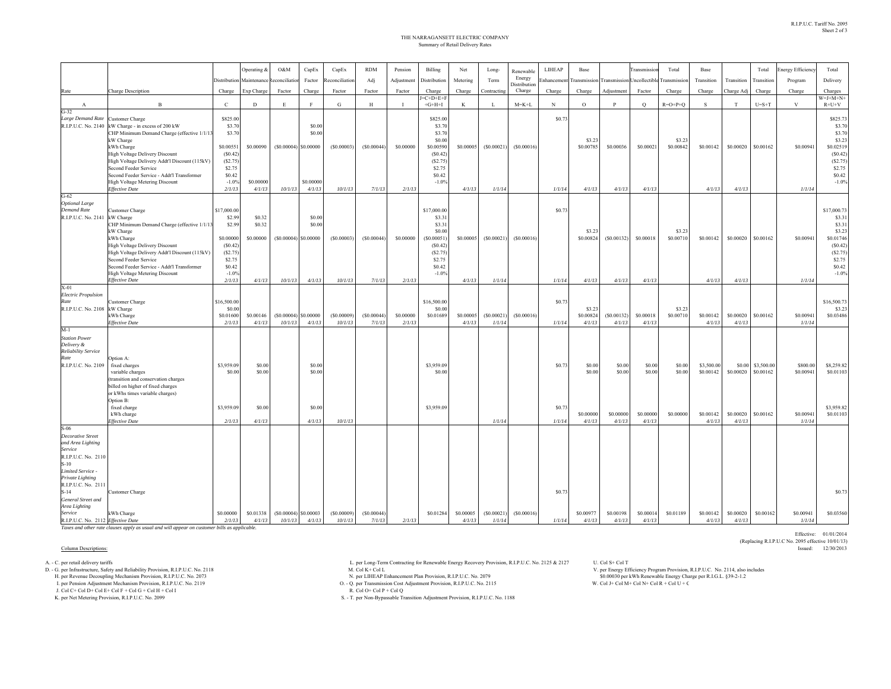R.I.P.U.C. Tariff No. 2095
Sheet 2 of 3

THE NARRAGANSETT ELECTRIC COMPANY
Summary of Retail Delivery Rates

| Rate | Charge Description | Distribution Charge | Operating & Maintenance Exp Charge | O&M Reconciliation Factor | CapEx Factor Charge | CapEx Reconciliation Factor | RDM Adj Factor | Pension Adjustment Factor | Billing Distribution Charge | Net Metering Charge | Long-Term Contracting | Renewable Energy Distribution Charge | LIHEAP Enhancement Charge | Base Transmission Charge | Transmission Adjustment | Transmission Uncollectible Factor | Total Transmission Charge | Base Transition Charge | Transition Charge Adj | Total Transition Charge | Energy Efficiency Program Charge | Total Delivery Charges |
|---|---|---|---|---|---|---|---|---|---|---|---|---|---|---|---|---|---|---|---|---|---|---|
| A | B | C | D | E | F | G | H | I | J=C+D+E+F+G+H+I | K | L | M=K+L | N | O | P | Q | R=O+P+Q | S | T | U=S+T | V | W=J+M+N+R+U+V |
| G-32 | | | | | | | | | | | | | | | | | | | | | | |
| *Large Demand Rate* | Customer Charge | $825.00 | | | | | | | $825.00 | | | | $0.73 | | | | | | | | | $825.73 |
| R.I.P.U.C. No. 2140 | kW Charge - in excess of 200 kW | $3.70 | | | $0.00 | | | | $3.70 | | | | | | | | | | | | | $3.70 |
| | CHP Minimum Demand Charge (effective 1/1/13 | $3.70 | | | $0.00 | | | | $3.70 | | | | | | | | | | | | | $3.70 |
| | kW Charge | | | | | | | | $0.00 | | | | | $3.23 | | | $3.23 | | | | | $3.23 |
| | kWh Charge | $0.00551 | $0.00090 | ($0.00004) | $0.00000 | ($0.00003) | ($0.00044) | $0.00000 | $0.00590 | $0.00005 | ($0.00021) | ($0.00016) | | $0.00785 | $0.00036 | $0.00021 | $0.00842 | $0.00142 | $0.00020 | $0.00162 | $0.00941 | $0.02519 |
| | High Voltage Delivery Discount | ($0.42) | | | | | | | ($0.42) | | | | | | | | | | | | | ($0.42) |
| | High Voltage Delivery Addt'l Discount (115kV) | ($2.75) | | | | | | | ($2.75) | | | | | | | | | | | | | ($2.75) |
| | Second Feeder Service | $2.75 | | | | | | | $2.75 | | | | | | | | | | | | | $2.75 |
| | Second Feeder Service - Addt'l Transformer | $0.42 | | | | | | | $0.42 | | | | | | | | | | | | | $0.42 |
| | High Voltage Metering Discount | -1.0% | $0.00000 | | $0.00000 | | | | -1.0% | | | | | | | | | | | | | -1.0% |
| | *Effective Date* | *2/1/13* | *4/1/13* | *10/1/13* | *4/1/13* | *10/1/13* | *7/1/13* | *2/1/13* | | *4/1/13* | *1/1/14* | | *1/1/14* | *4/1/13* | *4/1/13* | *4/1/13* | | *4/1/13* | *4/1/13* | | *1/1/14* | |
| G-62 | | | | | | | | | | | | | | | | | | | | | | |
| *Optional Large Demand Rate* | Customer Charge | $17,000.00 | | | | | | | $17,000.00 | | | | $0.73 | | | | | | | | | $17,000.73 |
| R.I.P.U.C. No. 2141 | kW Charge | $2.99 | $0.32 | | $0.00 | | | | $3.31 | | | | | | | | | | | | | $3.31 |
| | CHP Minimum Demand Charge (effective 1/1/13 | $2.99 | $0.32 | | $0.00 | | | | $3.31 | | | | | | | | | | | | | $3.31 |
| | kW Charge | | | | | | | | $0.00 | | | | | $3.23 | | | $3.23 | | | | | $3.23 |
| | kWh Charge | $0.00000 | $0.00000 | ($0.00004) | $0.00000 | ($0.00003) | ($0.00044) | $0.00000 | ($0.00051) | $0.00005 | ($0.00021) | ($0.00016) | | $0.00824 | ($0.00132) | $0.00018 | $0.00710 | $0.00142 | $0.00020 | $0.00162 | $0.00941 | $0.01746 |
| | High Voltage Delivery Discount | ($0.42) | | | | | | | ($0.42) | | | | | | | | | | | | | ($0.42) |
| | High Voltage Delivery Addt'l Discount (115kV) | ($2.75) | | | | | | | ($2.75) | | | | | | | | | | | | | ($2.75) |
| | Second Feeder Service | $2.75 | | | | | | | $2.75 | | | | | | | | | | | | | $2.75 |
| | Second Feeder Service - Addt'l Transformer | $0.42 | | | | | | | $0.42 | | | | | | | | | | | | | $0.42 |
| | High Voltage Metering Discount | -1.0% | | | | | | | -1.0% | | | | | | | | | | | | | -1.0% |
| | *Effective Date* | *2/1/13* | *4/1/13* | *10/1/13* | *4/1/13* | *10/1/13* | *7/1/13* | *2/1/13* | | *4/1/13* | *1/1/14* | | *1/1/14* | *4/1/13* | *4/1/13* | *4/1/13* | | *4/1/13* | *4/1/13* | | *1/1/14* | |
| X-01 | | | | | | | | | | | | | | | | | | | | | | |
| *Electric Propulsion Rate* | Customer Charge | $16,500.00 | | | | | | | $16,500.00 | | | | $0.73 | | | | | | | | | $16,500.73 |
| R.I.P.U.C. No. 2108 | kW Charge | $0.00 | | | | | | | $0.00 | | | | | $3.23 | | | $3.23 | | | | | $3.23 |
| | kWh Charge | $0.01600 | $0.00146 | ($0.00004) | $0.00000 | ($0.00009) | ($0.00044) | $0.00000 | $0.01689 | $0.00005 | ($0.00021) | ($0.00016) | | $0.00824 | ($0.00132) | $0.00018 | $0.00710 | $0.00142 | $0.00020 | $0.00162 | $0.00941 | $0.03486 |
| | *Effective Date* | *2/1/13* | *4/1/13* | *10/1/13* | *4/1/13* | *10/1/13* | *7/1/13* | *2/1/13* | | *4/1/13* | *1/1/14* | | *1/1/14* | *4/1/13* | *4/1/13* | *4/1/13* | | *4/1/13* | *4/1/13* | | *1/1/14* | |
| M-1 | | | | | | | | | | | | | | | | | | | | | | |
| *Station Power Delivery & Reliability Service Rate* | Option A: | | | | | | | | | | | | | | | | | | | | | |
| R.I.P.U.C. No. 2109 | fixed charges | $3,959.09 | $0.00 | | $0.00 | | | | $3,959.09 | | | | $0.73 | $0.00 | $0.00 | $0.00 | $0.00 | $3,500.00 | $0.00 | $3,500.00 | $800.00 | $8,259.82 |
| | variable charges | $0.00 | $0.00 | | $0.00 | | | | $0.00 | | | | | $0.00 | $0.00 | $0.00 | $0.00 | $0.00142 | $0.00020 | $0.00162 | $0.00941 | $0.01103 |
| | (transition and conservation charges billed on higher of fixed charges or kWhs times variable charges) | | | | | | | | | | | | | | | | | | | | | |
| | Option B: | | | | | | | | | | | | | | | | | | | | | |
| | fixed charge | $3,959.09 | $0.00 | | $0.00 | | | | $3,959.09 | | | | $0.73 | | | | | | | | | $3,959.82 |
| | kWh charge | | | | | | | | | | | | | $0.00000 | $0.00000 | $0.00000 | $0.00000 | $0.00142 | $0.00020 | $0.00162 | $0.00941 | $0.01103 |
| | *Effective Date* | *2/1/13* | *4/1/13* | | *4/1/13* | *10/1/13* | | | | | *1/1/14* | | *1/1/14* | *4/1/13* | *4/1/13* | *4/1/13* | | *4/1/13* | *4/1/13* | | *1/1/14* | |
| S-06 *Decorative Street and Area Lighting Service* R.I.P.U.C. No. 2110 | | | | | | | | | | | | | | | | | | | | | | |
| S-10 *Limited Service - Private Lighting* R.I.P.U.C. No. 2111 | | | | | | | | | | | | | | | | | | | | | | |
| S-14 *General Street and Area Lighting Service* | Customer Charge | | | | | | | | | | | | $0.73 | | | | | | | | | $0.73 |
| | kWh Charge | $0.00000 | $0.01338 | ($0.00004) | $0.00003 | ($0.00009) | ($0.00044) | | $0.01284 | $0.00005 | ($0.00021) | ($0.00016) | | $0.00977 | $0.00198 | $0.00014 | $0.01189 | $0.00142 | $0.00020 | $0.00162 | $0.00941 | $0.03560 |
| R.I.P.U.C. No. 2112 | *Effective Date* | *2/1/13* | *4/1/13* | *10/1/13* | *4/1/13* | *10/1/13* | *7/1/13* | *2/1/13* | | *4/1/13* | *1/1/14* | | *1/1/14* | *4/1/13* | *4/1/13* | *4/1/13* | | *4/1/13* | *4/1/13* | | *1/1/14* | |

*Taxes and other rate clauses apply as usual and will appear on customer bills as applicable.*

Effective: 01/01/2014
(Replacing R.I.P.U.C No. 2095 effective 10/01/13)
Issued: 12/30/2013

Column Descriptions:

A. - C. per retail delivery tariffs
D. - G. per Infrastructure, Safety and Reliability Provision, R.I.P.U.C. No. 2118
H. per Revenue Decoupling Mechanism Provision, R.I.P.U.C. No. 2073
I. per Pension Adjustment Mechanism Provision, R.I.P.U.C. No. 2119
J. Col C+ Col D+ Col E+ Col F + Col G + Col H + Col I
K. per Net Metering Provision, R.I.P.U.C. No. 2099
L. per Long-Term Contracting for Renewable Energy Recovery Provision, R.I.P.U.C. No. 2125 & 2127
M. Col K+ Col L
N. per LIHEAP Enhancement Plan Provision, R.I.P.U.C. No. 2079
O. - Q. per Transmission Cost Adjustment Provision, R.I.P.U.C. No. 2115
R. Col O+ Col P + Col Q
S. - T. per Non-Bypassable Transition Adjustment Provision, R.I.P.U.C. No. 1188
U. Col S+ Col T
V. per Energy Efficiency Program Provision, R.I.P.U.C. No. 2114, also includes $0.00030 per kWh Renewable Energy Charge per R.I.G.L. §39-2-1.2
W. Col J+ Col M+ Col N+ Col R + Col U + C